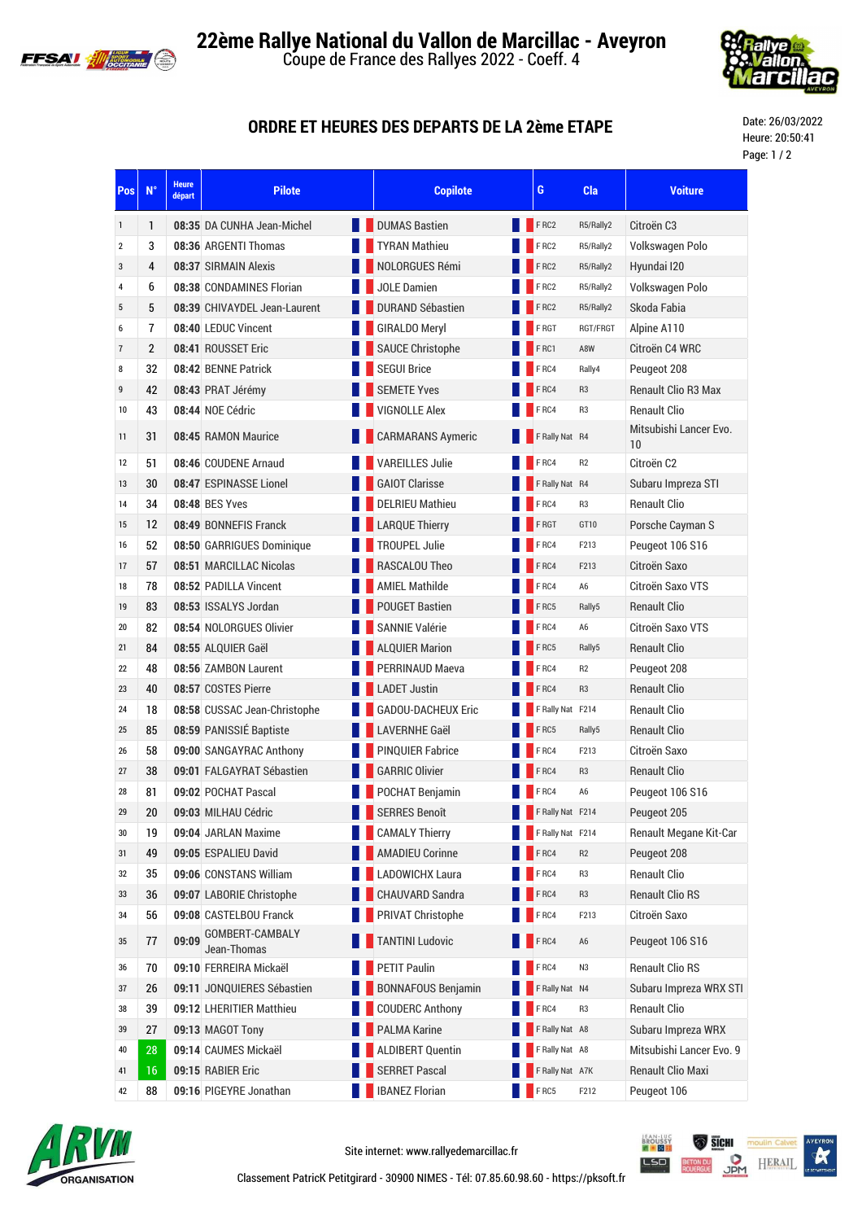# 22ème Rallye National du Vallon de Marcillac - Aveyron

Coupe de France des Rallyes 2022 - Coeff. 4

## ORDRE ET HEURES DES DEPARTS DE LA 2ème ETAPE

Date: 26/03/2022
Heure: 20:50:41

| Pos | N° | Heure départ | Pilote | Copilote | G | Cla | Voiture |
|---|---|---|---|---|---|---|---|
| 1 | 1 | 08:35 | DA CUNHA Jean-Michel | DUMAS Bastien | F RC2 | R5/Rally2 | Citroën C3 |
| 2 | 3 | 08:36 | ARGENTI Thomas | TYRAN Mathieu | F RC2 | R5/Rally2 | Volkswagen Polo |
| 3 | 4 | 08:37 | SIRMAIN Alexis | NOLORGUES Rémi | F RC2 | R5/Rally2 | Hyundai I20 |
| 4 | 6 | 08:38 | CONDAMINES Florian | JOLE Damien | F RC2 | R5/Rally2 | Volkswagen Polo |
| 5 | 5 | 08:39 | CHIVAYDEL Jean-Laurent | DURAND Sébastien | F RC2 | R5/Rally2 | Skoda Fabia |
| 6 | 7 | 08:40 | LEDUC Vincent | GIRALDO Meryl | F RGT | RGT/FRGT | Alpine A110 |
| 7 | 2 | 08:41 | ROUSSET Eric | SAUCE Christophe | F RC1 | A8W | Citroën C4 WRC |
| 8 | 32 | 08:42 | BENNE Patrick | SEGUI Brice | F RC4 | Rally4 | Peugeot 208 |
| 9 | 42 | 08:43 | PRAT Jérémy | SEMETE Yves | F RC4 | R3 | Renault Clio R3 Max |
| 10 | 43 | 08:44 | NOE Cédric | VIGNOLLE Alex | F RC4 | R3 | Renault Clio |
| 11 | 31 | 08:45 | RAMON Maurice | CARMARANS Aymeric | F Rally Nat | R4 | Mitsubishi Lancer Evo. 10 |
| 12 | 51 | 08:46 | COUDENE Arnaud | VAREILLES Julie | F RC4 | R2 | Citroën C2 |
| 13 | 30 | 08:47 | ESPINASSE Lionel | GAIOT Clarisse | F Rally Nat | R4 | Subaru Impreza STI |
| 14 | 34 | 08:48 | BES Yves | DELRIEU Mathieu | F RC4 | R3 | Renault Clio |
| 15 | 12 | 08:49 | BONNEFIS Franck | LARQUE Thierry | F RGT | GT10 | Porsche Cayman S |
| 16 | 52 | 08:50 | GARRIGUES Dominique | TROUPEL Julie | F RC4 | F213 | Peugeot 106 S16 |
| 17 | 57 | 08:51 | MARCILLAC Nicolas | RASCALOU Theo | F RC4 | F213 | Citroën Saxo |
| 18 | 78 | 08:52 | PADILLA Vincent | AMIEL Mathilde | F RC4 | A6 | Citroën Saxo VTS |
| 19 | 83 | 08:53 | ISSALYS Jordan | POUGET Bastien | F RC5 | Rally5 | Renault Clio |
| 20 | 82 | 08:54 | NOLORGUES Olivier | SANNIE Valérie | F RC4 | A6 | Citroën Saxo VTS |
| 21 | 84 | 08:55 | ALQUIER Gaël | ALQUIER Marion | F RC5 | Rally5 | Renault Clio |
| 22 | 48 | 08:56 | ZAMBON Laurent | PERRINAUD Maeva | F RC4 | R2 | Peugeot 208 |
| 23 | 40 | 08:57 | COSTES Pierre | LADET Justin | F RC4 | R3 | Renault Clio |
| 24 | 18 | 08:58 | CUSSAC Jean-Christophe | GADOU-DACHEUX Eric | F Rally Nat | F214 | Renault Clio |
| 25 | 85 | 08:59 | PANISSIÉ Baptiste | LAVERNHE Gaël | F RC5 | Rally5 | Renault Clio |
| 26 | 58 | 09:00 | SANGAYRAC Anthony | PINQUIER Fabrice | F RC4 | F213 | Citroën Saxo |
| 27 | 38 | 09:01 | FALGAYRAT Sébastien | GARRIC Olivier | F RC4 | R3 | Renault Clio |
| 28 | 81 | 09:02 | POCHAT Pascal | POCHAT Benjamin | F RC4 | A6 | Peugeot 106 S16 |
| 29 | 20 | 09:03 | MILHAU Cédric | SERRES Benoît | F Rally Nat | F214 | Peugeot 205 |
| 30 | 19 | 09:04 | JARLAN Maxime | CAMALY Thierry | F Rally Nat | F214 | Renault Megane Kit-Car |
| 31 | 49 | 09:05 | ESPALIEU David | AMADIEU Corinne | F RC4 | R2 | Peugeot 208 |
| 32 | 35 | 09:06 | CONSTANS William | LADOWICHX Laura | F RC4 | R3 | Renault Clio |
| 33 | 36 | 09:07 | LABORIE Christophe | CHAUVARD Sandra | F RC4 | R3 | Renault Clio RS |
| 34 | 56 | 09:08 | CASTELBOU Franck | PRIVAT Christophe | F RC4 | F213 | Citroën Saxo |
| 35 | 77 | 09:09 | GOMBERT-CAMBALY Jean-Thomas | TANTINI Ludovic | F RC4 | A6 | Peugeot 106 S16 |
| 36 | 70 | 09:10 | FERREIRA Mickaël | PETIT Paulin | F RC4 | N3 | Renault Clio RS |
| 37 | 26 | 09:11 | JONQUIERES Sébastien | BONNAFOUS Benjamin | F Rally Nat | N4 | Subaru Impreza WRX STI |
| 38 | 39 | 09:12 | LHERITIER Matthieu | COUDERC Anthony | F RC4 | R3 | Renault Clio |
| 39 | 27 | 09:13 | MAGOT Tony | PALMA Karine | F Rally Nat | A8 | Subaru Impreza WRX |
| 40 | 28 | 09:14 | CAUMES Mickaël | ALDIBERT Quentin | F Rally Nat | A8 | Mitsubishi Lancer Evo. 9 |
| 41 | 16 | 09:15 | RABIER Eric | SERRET Pascal | F Rally Nat | A7K | Renault Clio Maxi |
| 42 | 88 | 09:16 | PIGEYRE Jonathan | IBANEZ Florian | F RC5 | F212 | Peugeot 106 |

Site internet: www.rallyedemarcillac.fr

Classement PatricK Petitgirard - 30900 NIMES - Tél: 07.85.60.98.60 - https://pksoft.fr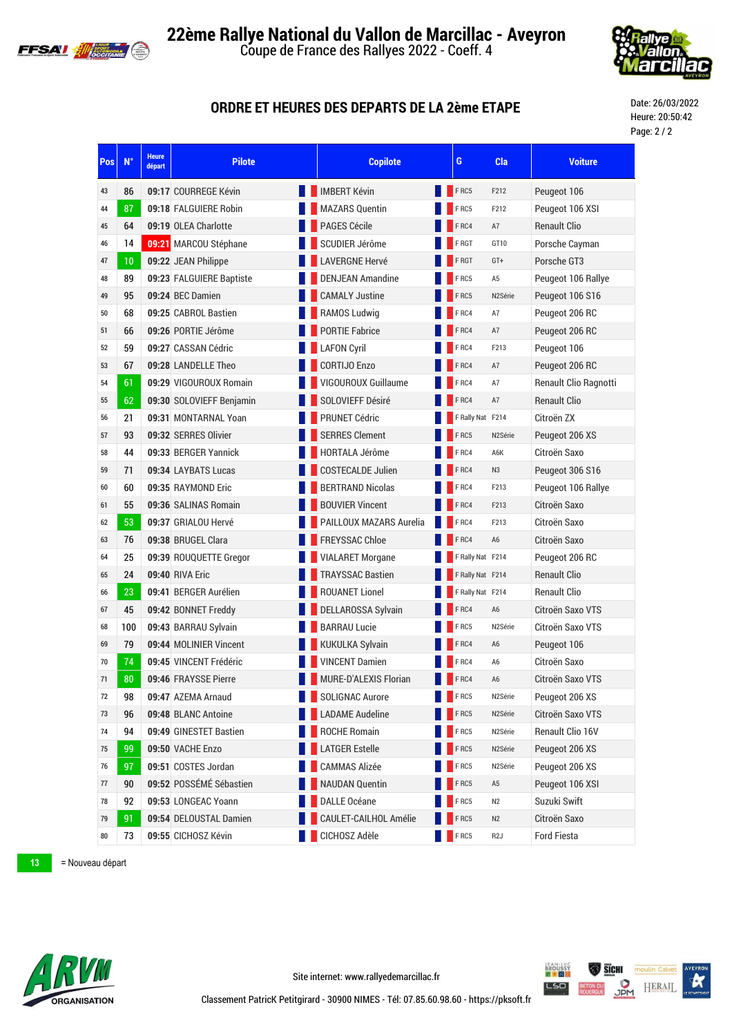# 22ème Rallye National du Vallon de Marcillac - Aveyron

Coupe de France des Rallyes 2022 - Coeff. 4

## ORDRE ET HEURES DES DEPARTS DE LA 2ème ETAPE

Date: 26/03/2022
Heure: 20:50:42

| Pos | N° | Heure départ | Pilote | Copilote | G | Cla | Voiture |
|---|---|---|---|---|---|---|---|
| 43 | 86 | 09:17 | COURREGE Kévin | IMBERT Kévin | F RC5 | F212 | Peugeot 106 |
| 44 | 87 | 09:18 | FALGUIERE Robin | MAZARS Quentin | F RC5 | F212 | Peugeot 106 XSI |
| 45 | 64 | 09:19 | OLEA Charlotte | PAGES Cécile | F RC4 | A7 | Renault Clio |
| 46 | 14 | 09:21 | MARCOU Stéphane | SCUDIER Jérôme | F RGT | GT10 | Porsche Cayman |
| 47 | 10 | 09:22 | JEAN Philippe | LAVERGNE Hervé | F RGT | GT+ | Porsche GT3 |
| 48 | 89 | 09:23 | FALGUIERE Baptiste | DENJEAN Amandine | F RC5 | A5 | Peugeot 106 Rallye |
| 49 | 95 | 09:24 | BEC Damien | CAMALY Justine | F RC5 | N2Série | Peugeot 106 S16 |
| 50 | 68 | 09:25 | CABROL Bastien | RAMOS Ludwig | F RC4 | A7 | Peugeot 206 RC |
| 51 | 66 | 09:26 | PORTIE Jérôme | PORTIE Fabrice | F RC4 | A7 | Peugeot 206 RC |
| 52 | 59 | 09:27 | CASSAN Cédric | LAFON Cyril | F RC4 | F213 | Peugeot 106 |
| 53 | 67 | 09:28 | LANDELLE Theo | CORTIJO Enzo | F RC4 | A7 | Peugeot 206 RC |
| 54 | 61 | 09:29 | VIGOUROUX Romain | VIGOUROUX Guillaume | F RC4 | A7 | Renault Clio Ragnotti |
| 55 | 62 | 09:30 | SOLOVIEFF Benjamin | SOLOVIEFF Désiré | F RC4 | A7 | Renault Clio |
| 56 | 21 | 09:31 | MONTARNAL Yoan | PRUNET Cédric | F Rally Nat | F214 | Citroën ZX |
| 57 | 93 | 09:32 | SERRES Olivier | SERRES Clement | F RC5 | N2Série | Peugeot 206 XS |
| 58 | 44 | 09:33 | BERGER Yannick | HORTALA Jérôme | F RC4 | A6K | Citroën Saxo |
| 59 | 71 | 09:34 | LAYBATS Lucas | COSTECALDE Julien | F RC4 | N3 | Peugeot 306 S16 |
| 60 | 60 | 09:35 | RAYMOND Eric | BERTRAND Nicolas | F RC4 | F213 | Peugeot 106 Rallye |
| 61 | 55 | 09:36 | SALINAS Romain | BOUVIER Vincent | F RC4 | F213 | Citroën Saxo |
| 62 | 53 | 09:37 | GRIALOU Hervé | PAILLOUX MAZARS Aurelia | F RC4 | F213 | Citroën Saxo |
| 63 | 76 | 09:38 | BRUGEL Clara | FREYSSAC Chloe | F RC4 | A6 | Citroën Saxo |
| 64 | 25 | 09:39 | ROUQUETTE Gregor | VIALARET Morgane | F Rally Nat | F214 | Peugeot 206 RC |
| 65 | 24 | 09:40 | RIVA Eric | TRAYSSAC Bastien | F Rally Nat | F214 | Renault Clio |
| 66 | 23 | 09:41 | BERGER Aurélien | ROUANET Lionel | F Rally Nat | F214 | Renault Clio |
| 67 | 45 | 09:42 | BONNET Freddy | DELLAROSSA Sylvain | F RC4 | A6 | Citroën Saxo VTS |
| 68 | 100 | 09:43 | BARRAU Sylvain | BARRAU Lucie | F RC5 | N2Série | Citroën Saxo VTS |
| 69 | 79 | 09:44 | MOLINIER Vincent | KUKULKA Sylvain | F RC4 | A6 | Peugeot 106 |
| 70 | 74 | 09:45 | VINCENT Frédéric | VINCENT Damien | F RC4 | A6 | Citroën Saxo |
| 71 | 80 | 09:46 | FRAYSSE Pierre | MURE-D'ALEXIS Florian | F RC4 | A6 | Citroën Saxo VTS |
| 72 | 98 | 09:47 | AZEMA Arnaud | SOLIGNAC Aurore | F RC5 | N2Série | Peugeot 206 XS |
| 73 | 96 | 09:48 | BLANC Antoine | LADAME Audeline | F RC5 | N2Série | Citroën Saxo VTS |
| 74 | 94 | 09:49 | GINESTET Bastien | ROCHE Romain | F RC5 | N2Série | Renault Clio 16V |
| 75 | 99 | 09:50 | VACHE Enzo | LATGER Estelle | F RC5 | N2Série | Peugeot 206 XS |
| 76 | 97 | 09:51 | COSTES Jordan | CAMMAS Alizée | F RC5 | N2Série | Peugeot 206 XS |
| 77 | 90 | 09:52 | POSSÉMÉ Sébastien | NAUDAN Quentin | F RC5 | A5 | Peugeot 106 XSI |
| 78 | 92 | 09:53 | LONGEAC Yoann | DALLE Océane | F RC5 | N2 | Suzuki Swift |
| 79 | 91 | 09:54 | DELOUSTAL Damien | CAULET-CAILHOL Amélie | F RC5 | N2 | Citroën Saxo |
| 80 | 73 | 09:55 | CICHOSZ Kévin | CICHOSZ Adèle | F RC5 | R2J | Ford Fiesta |

13 = Nouveau départ

Site internet: www.rallyedemarcillac.fr

Classement PatricK Petitgirard - 30900 NIMES - Tél: 07.85.60.98.60 - https://pksoft.fr